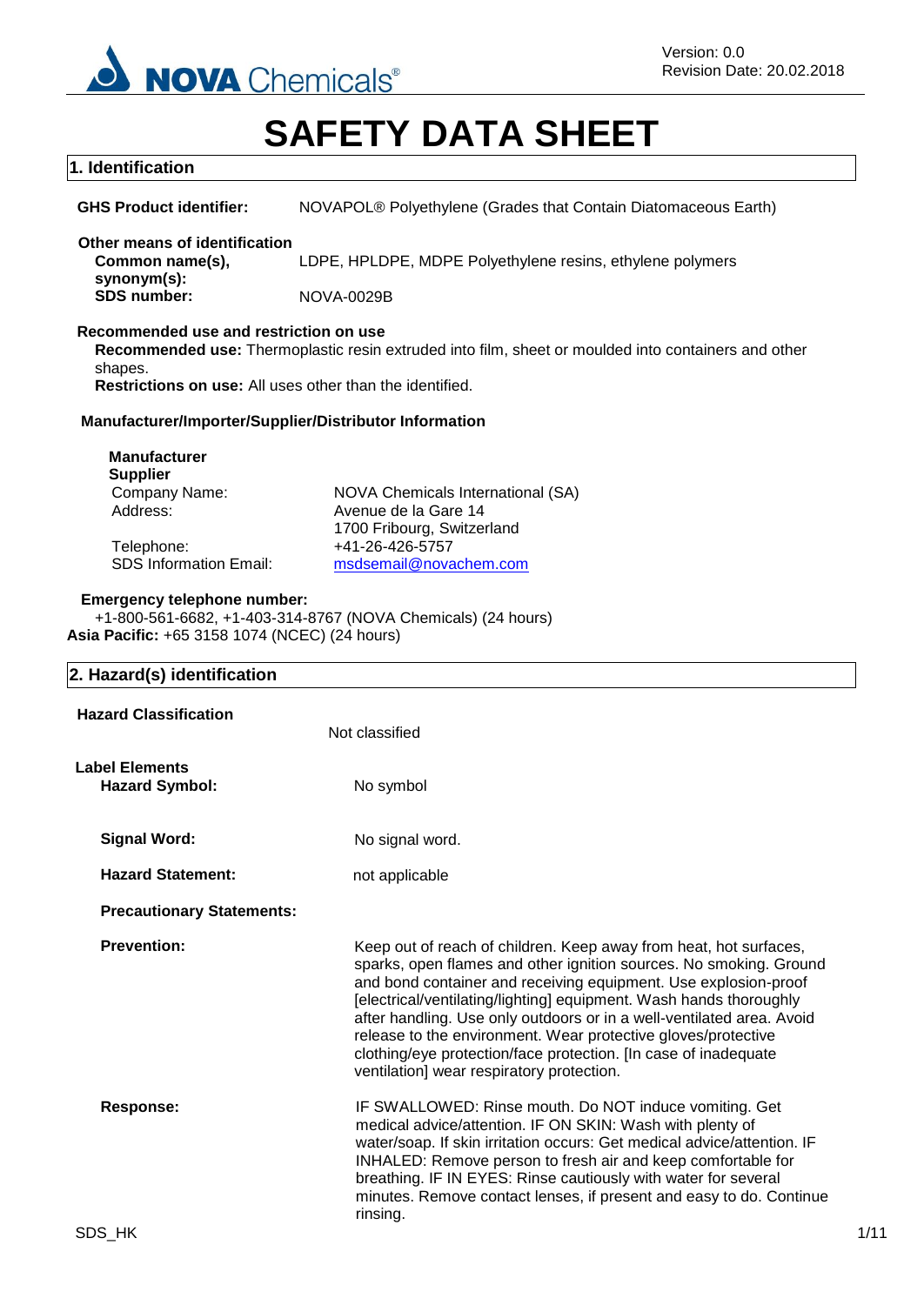Version: 0.0
Revision Date: 20.02.2018

# SAFETY DATA SHEET

## 1. Identification

**GHS Product identifier:** NOVAPOL® Polyethylene (Grades that Contain Diatomaceous Earth)

**Other means of identification**

**Common name(s), synonym(s):** LDPE, HPLDPE, MDPE Polyethylene resins, ethylene polymers

**SDS number:** NOVA-0029B

**Recommended use and restriction on use**

**Recommended use:** Thermoplastic resin extruded into film, sheet or moulded into containers and other shapes.

**Restrictions on use:** All uses other than the identified.

**Manufacturer/Importer/Supplier/Distributor Information**

**Manufacturer**
**Supplier**

| | |
|---|---|
| Company Name: | NOVA Chemicals International (SA) |
| Address: | Avenue de la Gare 14<br>1700 Fribourg, Switzerland |
| Telephone: | +41-26-426-5757 |
| SDS Information Email: | msdsemail@novachem.com |

**Emergency telephone number:**
+1-800-561-6682, +1-403-314-8767 (NOVA Chemicals) (24 hours)
**Asia Pacific:** +65 3158 1074 (NCEC) (24 hours)

## 2. Hazard(s) identification

**Hazard Classification** Not classified

**Label Elements**

**Hazard Symbol:** No symbol

**Signal Word:** No signal word.

**Hazard Statement:** not applicable

**Precautionary Statements:**

**Prevention:** Keep out of reach of children. Keep away from heat, hot surfaces, sparks, open flames and other ignition sources. No smoking. Ground and bond container and receiving equipment. Use explosion-proof [electrical/ventilating/lighting] equipment. Wash hands thoroughly after handling. Use only outdoors or in a well-ventilated area. Avoid release to the environment. Wear protective gloves/protective clothing/eye protection/face protection. [In case of inadequate ventilation] wear respiratory protection.

**Response:** IF SWALLOWED: Rinse mouth. Do NOT induce vomiting. Get medical advice/attention. IF ON SKIN: Wash with plenty of water/soap. If skin irritation occurs: Get medical advice/attention. IF INHALED: Remove person to fresh air and keep comfortable for breathing. IF IN EYES: Rinse cautiously with water for several minutes. Remove contact lenses, if present and easy to do. Continue rinsing.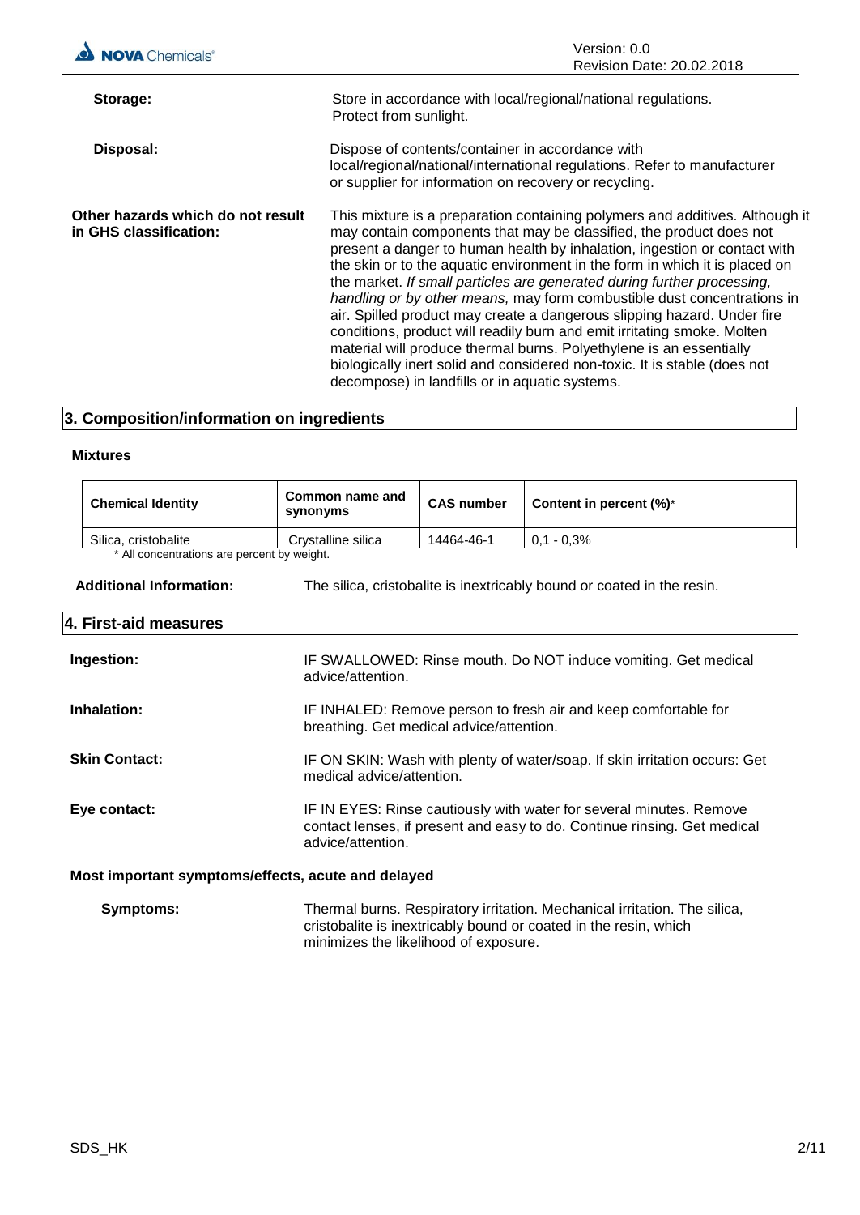**Storage:** Store in accordance with local/regional/national regulations. Protect from sunlight.

**Disposal:** Dispose of contents/container in accordance with local/regional/national/international regulations. Refer to manufacturer or supplier for information on recovery or recycling.

**Other hazards which do not result in GHS classification:** This mixture is a preparation containing polymers and additives. Although it may contain components that may be classified, the product does not present a danger to human health by inhalation, ingestion or contact with the skin or to the aquatic environment in the form in which it is placed on the market. *If small particles are generated during further processing, handling or by other means,* may form combustible dust concentrations in air. Spilled product may create a dangerous slipping hazard. Under fire conditions, product will readily burn and emit irritating smoke. Molten material will produce thermal burns. Polyethylene is an essentially biologically inert solid and considered non-toxic. It is stable (does not decompose) in landfills or in aquatic systems.

## 3. Composition/information on ingredients

### Mixtures

| Chemical Identity | Common name and synonyms | CAS number | Content in percent (%)* |
|---|---|---|---|
| Silica, cristobalite | Crystalline silica | 14464-46-1 | 0,1 - 0,3% |

* All concentrations are percent by weight.

**Additional Information:** The silica, cristobalite is inextricably bound or coated in the resin.

## 4. First-aid measures

**Ingestion:** IF SWALLOWED: Rinse mouth. Do NOT induce vomiting. Get medical advice/attention.

**Inhalation:** IF INHALED: Remove person to fresh air and keep comfortable for breathing. Get medical advice/attention.

**Skin Contact:** IF ON SKIN: Wash with plenty of water/soap. If skin irritation occurs: Get medical advice/attention.

**Eye contact:** IF IN EYES: Rinse cautiously with water for several minutes. Remove contact lenses, if present and easy to do. Continue rinsing. Get medical advice/attention.

### Most important symptoms/effects, acute and delayed

**Symptoms:** Thermal burns. Respiratory irritation. Mechanical irritation. The silica, cristobalite is inextricably bound or coated in the resin, which minimizes the likelihood of exposure.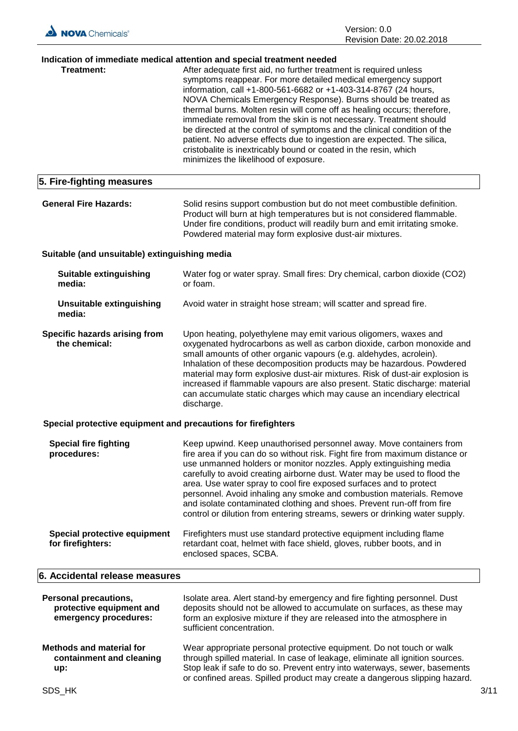### Indication of immediate medical attention and special treatment needed

**Treatment:** After adequate first aid, no further treatment is required unless symptoms reappear. For more detailed medical emergency support information, call +1-800-561-6682 or +1-403-314-8767 (24 hours, NOVA Chemicals Emergency Response). Burns should be treated as thermal burns. Molten resin will come off as healing occurs; therefore, immediate removal from the skin is not necessary. Treatment should be directed at the control of symptoms and the clinical condition of the patient. No adverse effects due to ingestion are expected. The silica, cristobalite is inextricably bound or coated in the resin, which minimizes the likelihood of exposure.

## 5. Fire-fighting measures

**General Fire Hazards:** Solid resins support combustion but do not meet combustible definition. Product will burn at high temperatures but is not considered flammable. Under fire conditions, product will readily burn and emit irritating smoke. Powdered material may form explosive dust-air mixtures.

### Suitable (and unsuitable) extinguishing media

**Suitable extinguishing media:** Water fog or water spray. Small fires: Dry chemical, carbon dioxide ($CO_2$) or foam.

**Unsuitable extinguishing media:** Avoid water in straight hose stream; will scatter and spread fire.

**Specific hazards arising from the chemical:** Upon heating, polyethylene may emit various oligomers, waxes and oxygenated hydrocarbons as well as carbon dioxide, carbon monoxide and small amounts of other organic vapours (e.g. aldehydes, acrolein). Inhalation of these decomposition products may be hazardous. Powdered material may form explosive dust-air mixtures. Risk of dust-air explosion is increased if flammable vapours are also present. Static discharge: material can accumulate static charges which may cause an incendiary electrical discharge.

### Special protective equipment and precautions for firefighters

**Special fire fighting procedures:** Keep upwind. Keep unauthorised personnel away. Move containers from fire area if you can do so without risk. Fight fire from maximum distance or use unmanned holders or monitor nozzles. Apply extinguishing media carefully to avoid creating airborne dust. Water may be used to flood the area. Use water spray to cool fire exposed surfaces and to protect personnel. Avoid inhaling any smoke and combustion materials. Remove and isolate contaminated clothing and shoes. Prevent run-off from fire control or dilution from entering streams, sewers or drinking water supply.

**Special protective equipment for firefighters:** Firefighters must use standard protective equipment including flame retardant coat, helmet with face shield, gloves, rubber boots, and in enclosed spaces, SCBA.

## 6. Accidental release measures

**Personal precautions, protective equipment and emergency procedures:** Isolate area. Alert stand-by emergency and fire fighting personnel. Dust deposits should not be allowed to accumulate on surfaces, as these may form an explosive mixture if they are released into the atmosphere in sufficient concentration.

**Methods and material for containment and cleaning up:** Wear appropriate personal protective equipment. Do not touch or walk through spilled material. In case of leakage, eliminate all ignition sources. Stop leak if safe to do so. Prevent entry into waterways, sewer, basements or confined areas. Spilled product may create a dangerous slipping hazard.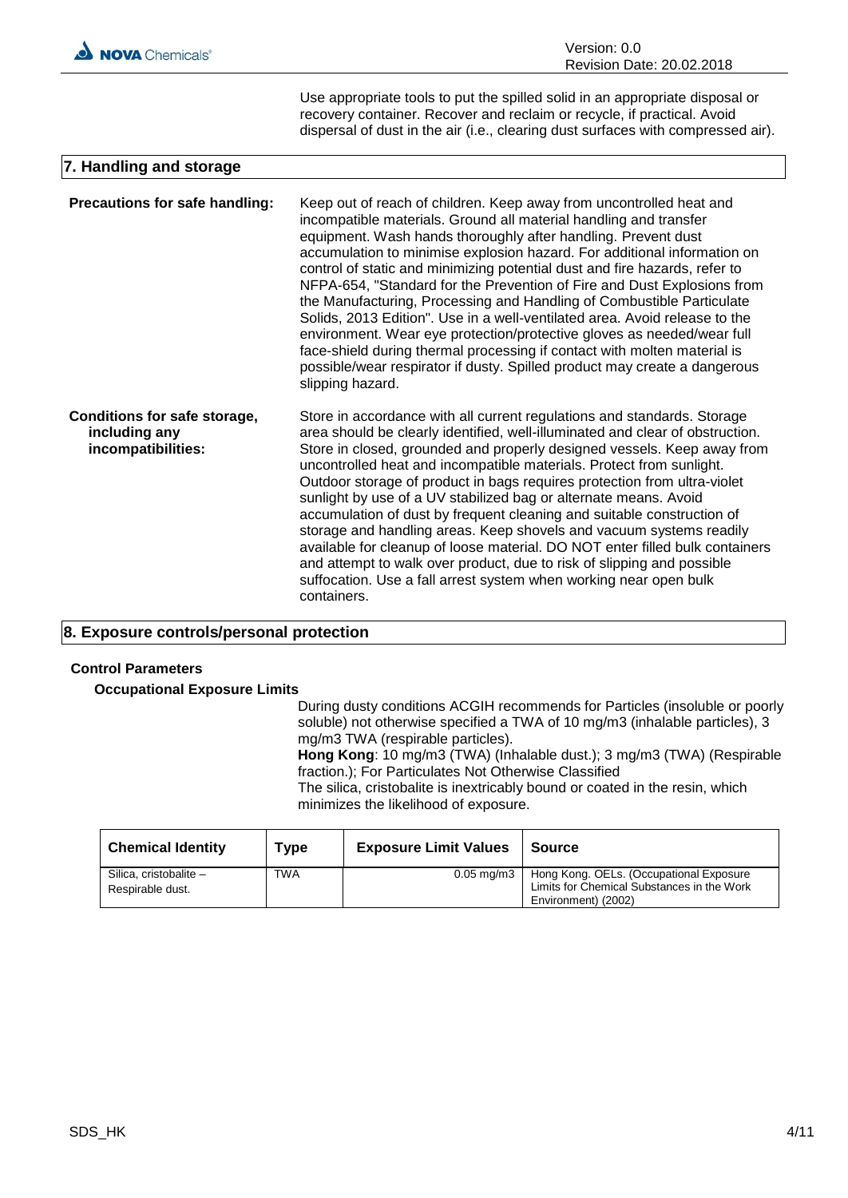Use appropriate tools to put the spilled solid in an appropriate disposal or recovery container. Recover and reclaim or recycle, if practical. Avoid dispersal of dust in the air (i.e., clearing dust surfaces with compressed air).

## 7. Handling and storage

**Precautions for safe handling:** Keep out of reach of children. Keep away from uncontrolled heat and incompatible materials. Ground all material handling and transfer equipment. Wash hands thoroughly after handling. Prevent dust accumulation to minimise explosion hazard. For additional information on control of static and minimizing potential dust and fire hazards, refer to NFPA-654, "Standard for the Prevention of Fire and Dust Explosions from the Manufacturing, Processing and Handling of Combustible Particulate Solids, 2013 Edition". Use in a well-ventilated area. Avoid release to the environment. Wear eye protection/protective gloves as needed/wear full face-shield during thermal processing if contact with molten material is possible/wear respirator if dusty. Spilled product may create a dangerous slipping hazard.

**Conditions for safe storage, including any incompatibilities:** Store in accordance with all current regulations and standards. Storage area should be clearly identified, well-illuminated and clear of obstruction. Store in closed, grounded and properly designed vessels. Keep away from uncontrolled heat and incompatible materials. Protect from sunlight. Outdoor storage of product in bags requires protection from ultra-violet sunlight by use of a UV stabilized bag or alternate means. Avoid accumulation of dust by frequent cleaning and suitable construction of storage and handling areas. Keep shovels and vacuum systems readily available for cleanup of loose material. DO NOT enter filled bulk containers and attempt to walk over product, due to risk of slipping and possible suffocation. Use a fall arrest system when working near open bulk containers.

## 8. Exposure controls/personal protection

### Control Parameters

#### Occupational Exposure Limits

During dusty conditions ACGIH recommends for Particles (insoluble or poorly soluble) not otherwise specified a TWA of 10 mg/m3 (inhalable particles), 3 mg/m3 TWA (respirable particles).

**Hong Kong**: 10 mg/m3 (TWA) (Inhalable dust.); 3 mg/m3 (TWA) (Respirable fraction.); For Particulates Not Otherwise Classified

The silica, cristobalite is inextricably bound or coated in the resin, which minimizes the likelihood of exposure.

| Chemical Identity | Type | Exposure Limit Values | Source |
|---|---|---|---|
| Silica, cristobalite – Respirable dust. | TWA | 0.05 mg/m3 | Hong Kong. OELs. (Occupational Exposure Limits for Chemical Substances in the Work Environment) (2002) |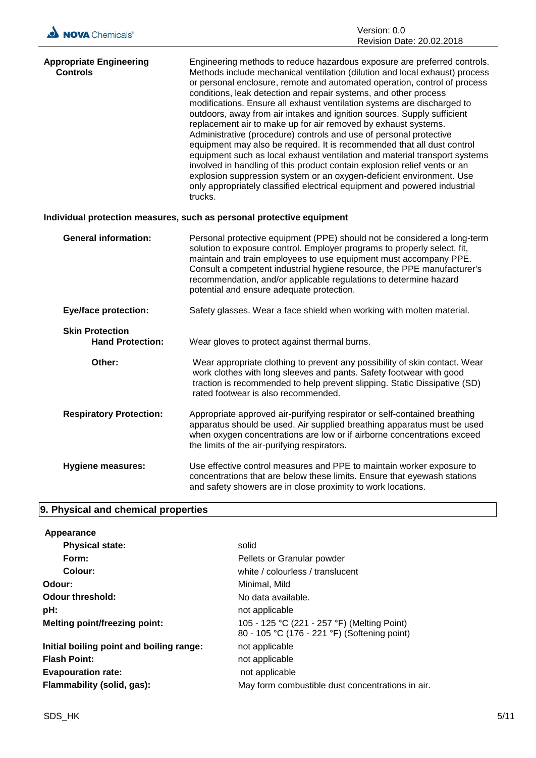**Appropriate Engineering Controls**

Engineering methods to reduce hazardous exposure are preferred controls. Methods include mechanical ventilation (dilution and local exhaust) process or personal enclosure, remote and automated operation, control of process conditions, leak detection and repair systems, and other process modifications. Ensure all exhaust ventilation systems are discharged to outdoors, away from air intakes and ignition sources. Supply sufficient replacement air to make up for air removed by exhaust systems. Administrative (procedure) controls and use of personal protective equipment may also be required. It is recommended that all dust control equipment such as local exhaust ventilation and material transport systems involved in handling of this product contain explosion relief vents or an explosion suppression system or an oxygen-deficient environment. Use only appropriately classified electrical equipment and powered industrial trucks.

**Individual protection measures, such as personal protective equipment**

| | |
|---|---|
| **General information:** | Personal protective equipment (PPE) should not be considered a long-term solution to exposure control. Employer programs to properly select, fit, maintain and train employees to use equipment must accompany PPE. Consult a competent industrial hygiene resource, the PPE manufacturer's recommendation, and/or applicable regulations to determine hazard potential and ensure adequate protection. |
| **Eye/face protection:** | Safety glasses. Wear a face shield when working with molten material. |
| **Skin Protection** | |
| **Hand Protection:** | Wear gloves to protect against thermal burns. |
| **Other:** | Wear appropriate clothing to prevent any possibility of skin contact. Wear work clothes with long sleeves and pants. Safety footwear with good traction is recommended to help prevent slipping. Static Dissipative (SD) rated footwear is also recommended. |
| **Respiratory Protection:** | Appropriate approved air-purifying respirator or self-contained breathing apparatus should be used. Air supplied breathing apparatus must be used when oxygen concentrations are low or if airborne concentrations exceed the limits of the air-purifying respirators. |
| **Hygiene measures:** | Use effective control measures and PPE to maintain worker exposure to concentrations that are below these limits. Ensure that eyewash stations and safety showers are in close proximity to work locations. |

## 9. Physical and chemical properties

| | |
|---|---|
| **Appearance** | |
| **Physical state:** | solid |
| **Form:** | Pellets or Granular powder |
| **Colour:** | white / colourless / translucent |
| **Odour:** | Minimal, Mild |
| **Odour threshold:** | No data available. |
| **pH:** | not applicable |
| **Melting point/freezing point:** | 105 - 125 °C (221 - 257 °F) (Melting Point)<br>80 - 105 °C (176 - 221 °F) (Softening point) |
| **Initial boiling point and boiling range:** | not applicable |
| **Flash Point:** | not applicable |
| **Evapouration rate:** | not applicable |
| **Flammability (solid, gas):** | May form combustible dust concentrations in air. |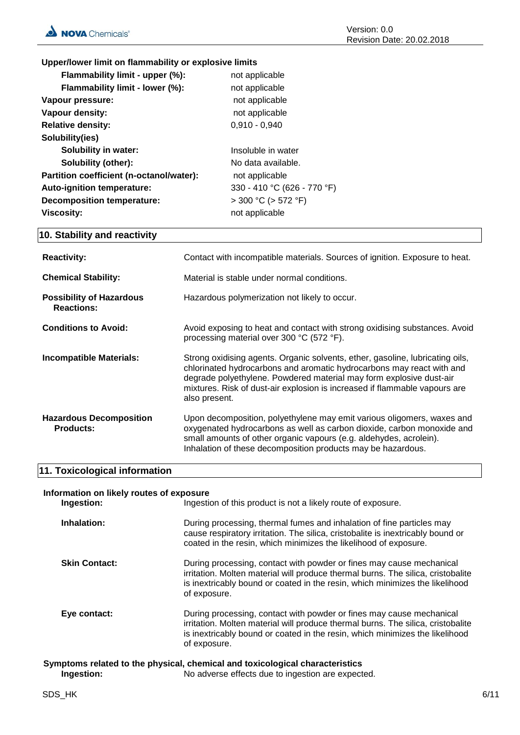**Upper/lower limit on flammability or explosive limits**

| | |
|---|---|
| **Flammability limit - upper (%):** | not applicable |
| **Flammability limit - lower (%):** | not applicable |
| **Vapour pressure:** | not applicable |
| **Vapour density:** | not applicable |
| **Relative density:** | 0,910 - 0,940 |
| **Solubility(ies)** | |
| **Solubility in water:** | Insoluble in water |
| **Solubility (other):** | No data available. |
| **Partition coefficient (n-octanol/water):** | not applicable |
| **Auto-ignition temperature:** | 330 - 410 °C (626 - 770 °F) |
| **Decomposition temperature:** | > 300 °C (> 572 °F) |
| **Viscosity:** | not applicable |

## 10. Stability and reactivity

**Reactivity:** Contact with incompatible materials. Sources of ignition. Exposure to heat.

**Chemical Stability:** Material is stable under normal conditions.

**Possibility of Hazardous Reactions:** Hazardous polymerization not likely to occur.

**Conditions to Avoid:** Avoid exposing to heat and contact with strong oxidising substances. Avoid processing material over 300 °C (572 °F).

**Incompatible Materials:** Strong oxidising agents. Organic solvents, ether, gasoline, lubricating oils, chlorinated hydrocarbons and aromatic hydrocarbons may react with and degrade polyethylene. Powdered material may form explosive dust-air mixtures. Risk of dust-air explosion is increased if flammable vapours are also present.

**Hazardous Decomposition Products:** Upon decomposition, polyethylene may emit various oligomers, waxes and oxygenated hydrocarbons as well as carbon dioxide, carbon monoxide and small amounts of other organic vapours (e.g. aldehydes, acrolein). Inhalation of these decomposition products may be hazardous.

## 11. Toxicological information

**Information on likely routes of exposure**

**Ingestion:** Ingestion of this product is not a likely route of exposure.

**Inhalation:** During processing, thermal fumes and inhalation of fine particles may cause respiratory irritation. The silica, cristobalite is inextricably bound or coated in the resin, which minimizes the likelihood of exposure.

**Skin Contact:** During processing, contact with powder or fines may cause mechanical irritation. Molten material will produce thermal burns. The silica, cristobalite is inextricably bound or coated in the resin, which minimizes the likelihood of exposure.

**Eye contact:** During processing, contact with powder or fines may cause mechanical irritation. Molten material will produce thermal burns. The silica, cristobalite is inextricably bound or coated in the resin, which minimizes the likelihood of exposure.

**Symptoms related to the physical, chemical and toxicological characteristics**

**Ingestion:** No adverse effects due to ingestion are expected.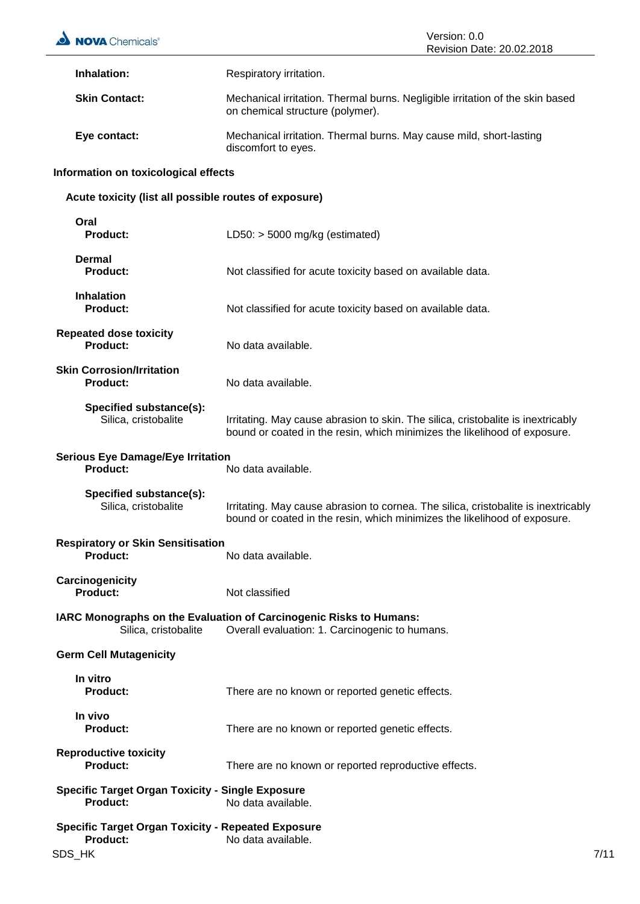**Inhalation:** Respiratory irritation.

**Skin Contact:** Mechanical irritation. Thermal burns. Negligible irritation of the skin based on chemical structure (polymer).

**Eye contact:** Mechanical irritation. Thermal burns. May cause mild, short-lasting discomfort to eyes.

### Information on toxicological effects

#### Acute toxicity (list all possible routes of exposure)

**Oral**
**Product:** LD50: > 5000 mg/kg (estimated)

**Dermal**
**Product:** Not classified for acute toxicity based on available data.

**Inhalation**
**Product:** Not classified for acute toxicity based on available data.

**Repeated dose toxicity**
**Product:** No data available.

**Skin Corrosion/Irritation**
**Product:** No data available.

**Specified substance(s):**
Silica, cristobalite — Irritating. May cause abrasion to skin. The silica, cristobalite is inextricably bound or coated in the resin, which minimizes the likelihood of exposure.

**Serious Eye Damage/Eye Irritation**
**Product:** No data available.

**Specified substance(s):**
Silica, cristobalite — Irritating. May cause abrasion to cornea. The silica, cristobalite is inextricably bound or coated in the resin, which minimizes the likelihood of exposure.

**Respiratory or Skin Sensitisation**
**Product:** No data available.

**Carcinogenicity**
**Product:** Not classified

**IARC Monographs on the Evaluation of Carcinogenic Risks to Humans:**
Silica, cristobalite — Overall evaluation: 1. Carcinogenic to humans.

**Germ Cell Mutagenicity**

**In vitro**
**Product:** There are no known or reported genetic effects.

**In vivo**
**Product:** There are no known or reported genetic effects.

**Reproductive toxicity**
**Product:** There are no known or reported reproductive effects.

**Specific Target Organ Toxicity - Single Exposure**
**Product:** No data available.

**Specific Target Organ Toxicity - Repeated Exposure**
**Product:** No data available.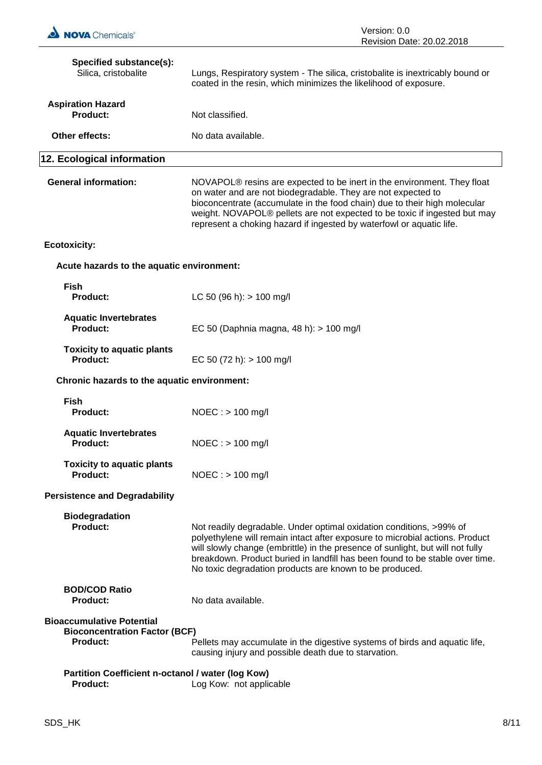**Specified substance(s):**

Silica, cristobalite — Lungs, Respiratory system - The silica, cristobalite is inextricably bound or coated in the resin, which minimizes the likelihood of exposure.

**Aspiration Hazard**

**Product:** Not classified.

**Other effects:** No data available.

## 12. Ecological information

**General information:** NOVAPOL® resins are expected to be inert in the environment. They float on water and are not biodegradable. They are not expected to bioconcentrate (accumulate in the food chain) due to their high molecular weight. NOVAPOL® pellets are not expected to be toxic if ingested but may represent a choking hazard if ingested by waterfowl or aquatic life.

**Ecotoxicity:**

**Acute hazards to the aquatic environment:**

**Fish**
**Product:** LC 50 (96 h): > 100 mg/l

**Aquatic Invertebrates**
**Product:** EC 50 (Daphnia magna, 48 h): > 100 mg/l

**Toxicity to aquatic plants**
**Product:** EC 50 (72 h): > 100 mg/l

**Chronic hazards to the aquatic environment:**

**Fish**
**Product:** NOEC : > 100 mg/l

**Aquatic Invertebrates**
**Product:** NOEC : > 100 mg/l

**Toxicity to aquatic plants**
**Product:** NOEC : > 100 mg/l

**Persistence and Degradability**

**Biodegradation**
**Product:** Not readily degradable. Under optimal oxidation conditions, >99% of polyethylene will remain intact after exposure to microbial actions. Product will slowly change (embrittle) in the presence of sunlight, but will not fully breakdown. Product buried in landfill has been found to be stable over time. No toxic degradation products are known to be produced.

**BOD/COD Ratio**
**Product:** No data available.

**Bioaccumulative Potential**

**Bioconcentration Factor (BCF)**
**Product:** Pellets may accumulate in the digestive systems of birds and aquatic life, causing injury and possible death due to starvation.

**Partition Coefficient n-octanol / water (log Kow)**
**Product:** Log Kow: not applicable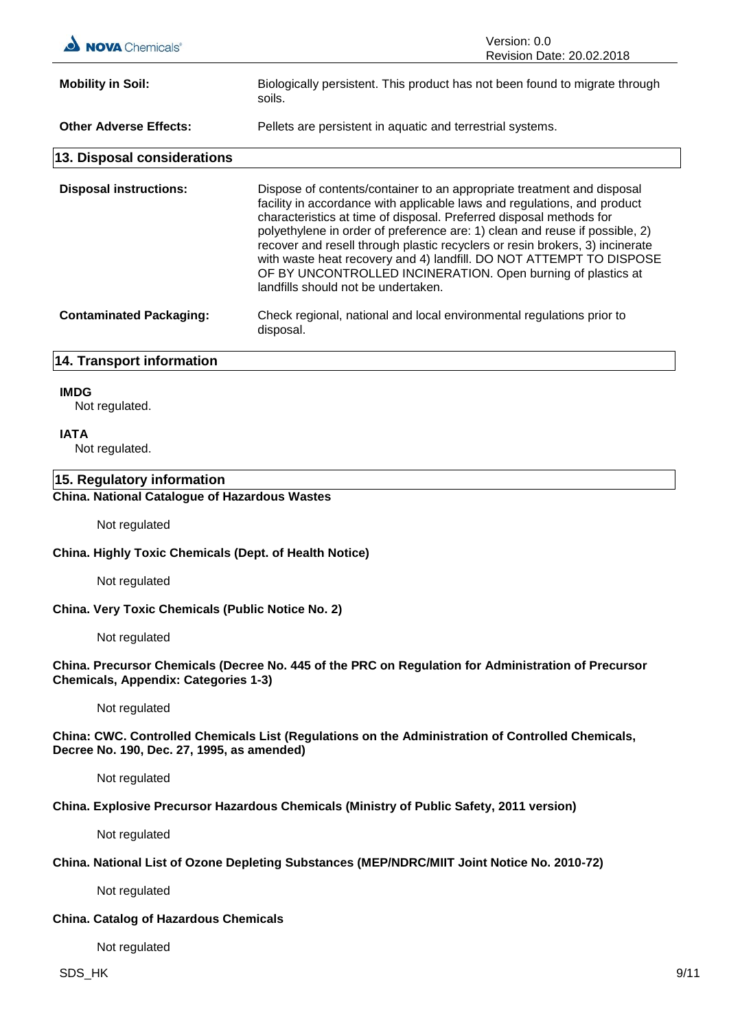**Mobility in Soil:** Biologically persistent. This product has not been found to migrate through soils.

**Other Adverse Effects:** Pellets are persistent in aquatic and terrestrial systems.

## 13. Disposal considerations

**Disposal instructions:** Dispose of contents/container to an appropriate treatment and disposal facility in accordance with applicable laws and regulations, and product characteristics at time of disposal. Preferred disposal methods for polyethylene in order of preference are: 1) clean and reuse if possible, 2) recover and resell through plastic recyclers or resin brokers, 3) incinerate with waste heat recovery and 4) landfill. DO NOT ATTEMPT TO DISPOSE OF BY UNCONTROLLED INCINERATION. Open burning of plastics at landfills should not be undertaken.

**Contaminated Packaging:** Check regional, national and local environmental regulations prior to disposal.

## 14. Transport information

**IMDG**

Not regulated.

**IATA**

Not regulated.

## 15. Regulatory information

**China. National Catalogue of Hazardous Wastes**

Not regulated

**China. Highly Toxic Chemicals (Dept. of Health Notice)**

Not regulated

**China. Very Toxic Chemicals (Public Notice No. 2)**

Not regulated

**China. Precursor Chemicals (Decree No. 445 of the PRC on Regulation for Administration of Precursor Chemicals, Appendix: Categories 1-3)**

Not regulated

**China: CWC. Controlled Chemicals List (Regulations on the Administration of Controlled Chemicals, Decree No. 190, Dec. 27, 1995, as amended)**

Not regulated

**China. Explosive Precursor Hazardous Chemicals (Ministry of Public Safety, 2011 version)**

Not regulated

**China. National List of Ozone Depleting Substances (MEP/NDRC/MIIT Joint Notice No. 2010-72)**

Not regulated

**China. Catalog of Hazardous Chemicals**

Not regulated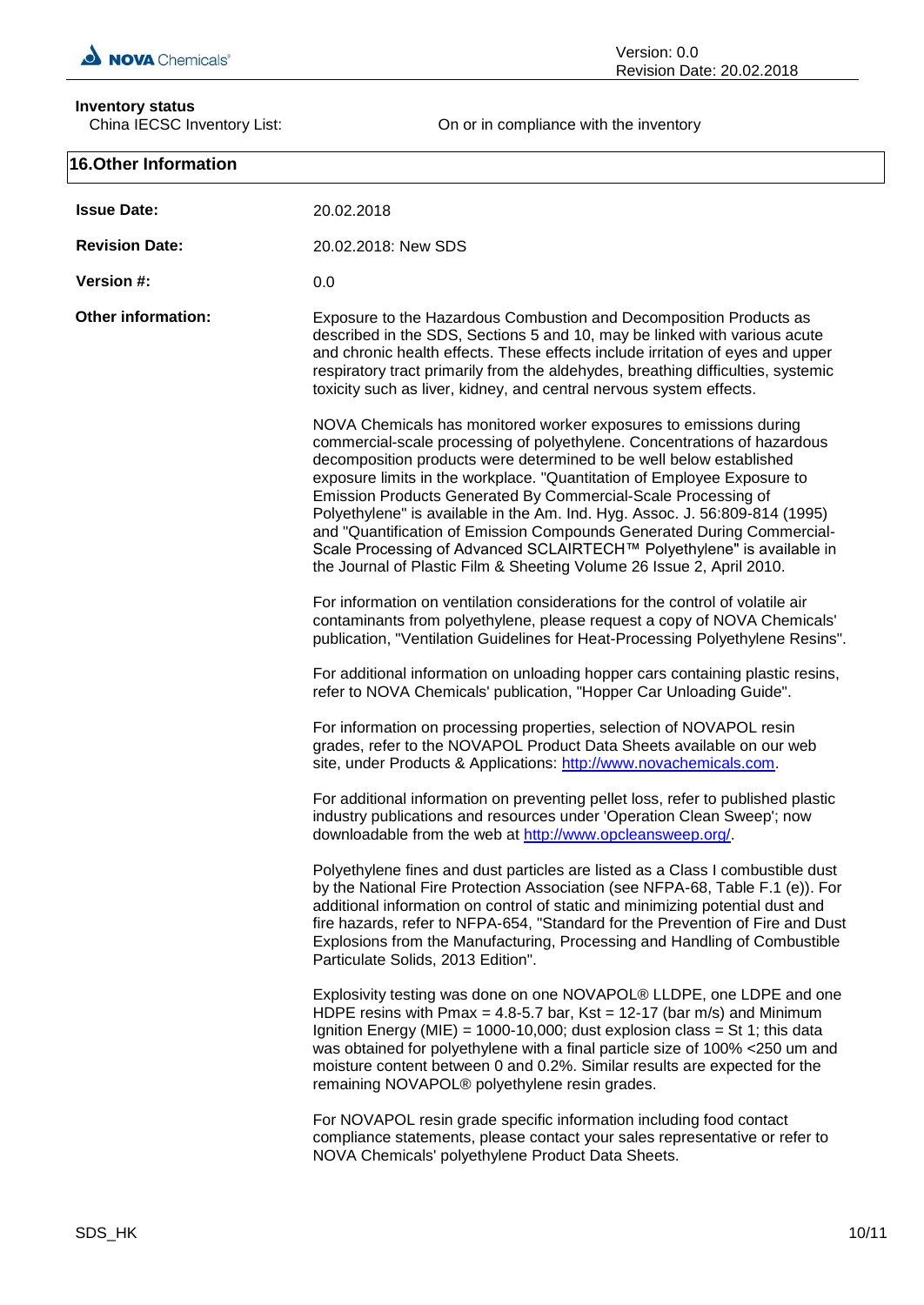**Inventory status**

China IECSC Inventory List: On or in compliance with the inventory

## 16.Other Information

**Issue Date:** 20.02.2018

**Revision Date:** 20.02.2018: New SDS

**Version #:** 0.0

**Other information:**

Exposure to the Hazardous Combustion and Decomposition Products as described in the SDS, Sections 5 and 10, may be linked with various acute and chronic health effects. These effects include irritation of eyes and upper respiratory tract primarily from the aldehydes, breathing difficulties, systemic toxicity such as liver, kidney, and central nervous system effects.

NOVA Chemicals has monitored worker exposures to emissions during commercial-scale processing of polyethylene. Concentrations of hazardous decomposition products were determined to be well below established exposure limits in the workplace. "Quantitation of Employee Exposure to Emission Products Generated By Commercial-Scale Processing of Polyethylene" is available in the Am. Ind. Hyg. Assoc. J. 56:809-814 (1995) and "Quantification of Emission Compounds Generated During Commercial-Scale Processing of Advanced SCLAIRTECH™ Polyethylene" is available in the Journal of Plastic Film & Sheeting Volume 26 Issue 2, April 2010.

For information on ventilation considerations for the control of volatile air contaminants from polyethylene, please request a copy of NOVA Chemicals' publication, "Ventilation Guidelines for Heat-Processing Polyethylene Resins".

For additional information on unloading hopper cars containing plastic resins, refer to NOVA Chemicals' publication, "Hopper Car Unloading Guide".

For information on processing properties, selection of NOVAPOL resin grades, refer to the NOVAPOL Product Data Sheets available on our web site, under Products & Applications: http://www.novachemicals.com.

For additional information on preventing pellet loss, refer to published plastic industry publications and resources under 'Operation Clean Sweep'; now downloadable from the web at http://www.opcleansweep.org/.

Polyethylene fines and dust particles are listed as a Class I combustible dust by the National Fire Protection Association (see NFPA-68, Table F.1 (e)). For additional information on control of static and minimizing potential dust and fire hazards, refer to NFPA-654, "Standard for the Prevention of Fire and Dust Explosions from the Manufacturing, Processing and Handling of Combustible Particulate Solids, 2013 Edition".

Explosivity testing was done on one NOVAPOL® LLDPE, one LDPE and one HDPE resins with Pmax = 4.8-5.7 bar, Kst = 12-17 (bar m/s) and Minimum Ignition Energy (MIE) = 1000-10,000; dust explosion class = St 1; this data was obtained for polyethylene with a final particle size of 100% <250 um and moisture content between 0 and 0.2%. Similar results are expected for the remaining NOVAPOL® polyethylene resin grades.

For NOVAPOL resin grade specific information including food contact compliance statements, please contact your sales representative or refer to NOVA Chemicals' polyethylene Product Data Sheets.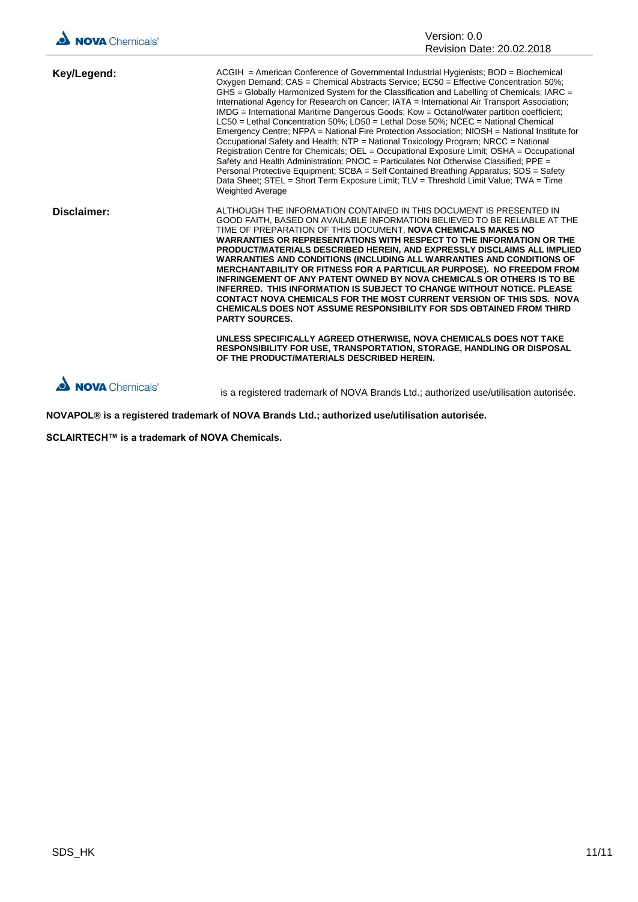**Key/Legend:**

ACGIH = American Conference of Governmental Industrial Hygienists; BOD = Biochemical Oxygen Demand; CAS = Chemical Abstracts Service; EC50 = Effective Concentration 50%; GHS = Globally Harmonized System for the Classification and Labelling of Chemicals; IARC = International Agency for Research on Cancer; IATA = International Air Transport Association; IMDG = International Maritime Dangerous Goods; Kow = Octanol/water partition coefficient; LC50 = Lethal Concentration 50%; LD50 = Lethal Dose 50%; NCEC = National Chemical Emergency Centre; NFPA = National Fire Protection Association; NIOSH = National Institute for Occupational Safety and Health; NTP = National Toxicology Program; NRCC = National Registration Centre for Chemicals; OEL = Occupational Exposure Limit; OSHA = Occupational Safety and Health Administration; PNOC = Particulates Not Otherwise Classified; PPE = Personal Protective Equipment; SCBA = Self Contained Breathing Apparatus; SDS = Safety Data Sheet; STEL = Short Term Exposure Limit; TLV = Threshold Limit Value; TWA = Time Weighted Average

**Disclaimer:**

ALTHOUGH THE INFORMATION CONTAINED IN THIS DOCUMENT IS PRESENTED IN GOOD FAITH, BASED ON AVAILABLE INFORMATION BELIEVED TO BE RELIABLE AT THE TIME OF PREPARATION OF THIS DOCUMENT, **NOVA CHEMICALS MAKES NO WARRANTIES OR REPRESENTATIONS WITH RESPECT TO THE INFORMATION OR THE PRODUCT/MATERIALS DESCRIBED HEREIN, AND EXPRESSLY DISCLAIMS ALL IMPLIED WARRANTIES AND CONDITIONS (INCLUDING ALL WARRANTIES AND CONDITIONS OF MERCHANTABILITY OR FITNESS FOR A PARTICULAR PURPOSE). NO FREEDOM FROM INFRINGEMENT OF ANY PATENT OWNED BY NOVA CHEMICALS OR OTHERS IS TO BE INFERRED. THIS INFORMATION IS SUBJECT TO CHANGE WITHOUT NOTICE. PLEASE CONTACT NOVA CHEMICALS FOR THE MOST CURRENT VERSION OF THIS SDS. NOVA CHEMICALS DOES NOT ASSUME RESPONSIBILITY FOR SDS OBTAINED FROM THIRD PARTY SOURCES.**

**UNLESS SPECIFICALLY AGREED OTHERWISE, NOVA CHEMICALS DOES NOT TAKE RESPONSIBILITY FOR USE, TRANSPORTATION, STORAGE, HANDLING OR DISPOSAL OF THE PRODUCT/MATERIALS DESCRIBED HEREIN.**

NOVA Chemicals® is a registered trademark of NOVA Brands Ltd.; authorized use/utilisation autorisée.

**NOVAPOL® is a registered trademark of NOVA Brands Ltd.; authorized use/utilisation autorisée.**

**SCLAIRTECH™ is a trademark of NOVA Chemicals.**